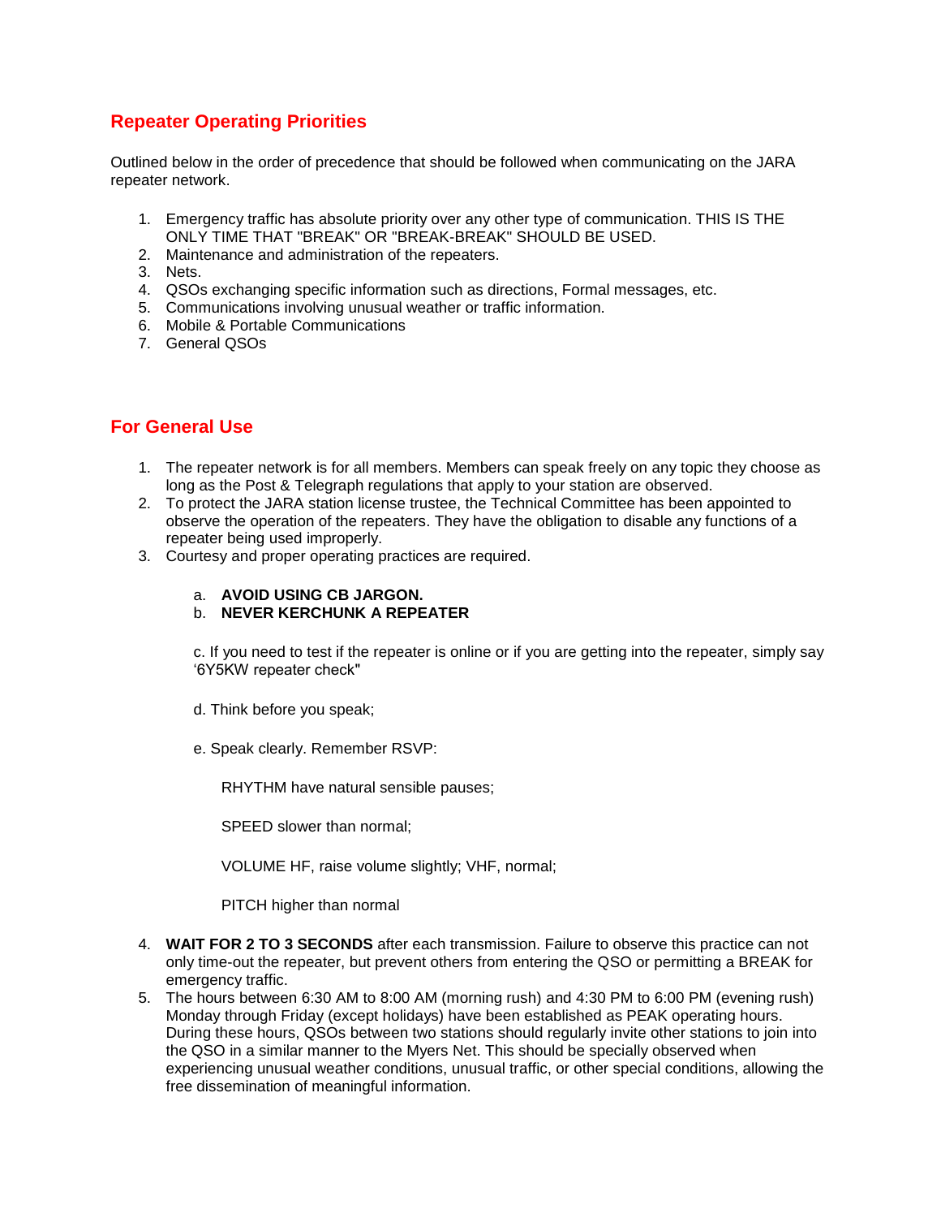## Repeater Operating Priorities

Outlined below in the order of precedence that should be followed when communicating on the JARA repeater network.

1. Emergency traffic has absolute priority over any other type of communication. THIS IS THE ONLY TIME THAT "BREAK" OR "BREAK-BREAK" SHOULD BE USED.
2. Maintenance and administration of the repeaters.
3. Nets.
4. QSOs exchanging specific information such as directions, Formal messages, etc.
5. Communications involving unusual weather or traffic information.
6. Mobile & Portable Communications
7. General QSOs

## For General Use

1. The repeater network is for all members. Members can speak freely on any topic they choose as long as the Post & Telegraph regulations that apply to your station are observed.
2. To protect the JARA station license trustee, the Technical Committee has been appointed to observe the operation of the repeaters. They have the obligation to disable any functions of a repeater being used improperly.
3. Courtesy and proper operating practices are required.

   a. **AVOID USING CB JARGON.**
   b. **NEVER KERCHUNK A REPEATER**

   c. If you need to test if the repeater is online or if you are getting into the repeater, simply say '6Y5KW repeater check"

   d. Think before you speak;

   e. Speak clearly. Remember RSVP:

      RHYTHM have natural sensible pauses;

      SPEED slower than normal;

      VOLUME HF, raise volume slightly; VHF, normal;

      PITCH higher than normal

4. **WAIT FOR 2 TO 3 SECONDS** after each transmission. Failure to observe this practice can not only time-out the repeater, but prevent others from entering the QSO or permitting a BREAK for emergency traffic.
5. The hours between 6:30 AM to 8:00 AM (morning rush) and 4:30 PM to 6:00 PM (evening rush) Monday through Friday (except holidays) have been established as PEAK operating hours. During these hours, QSOs between two stations should regularly invite other stations to join into the QSO in a similar manner to the Myers Net. This should be specially observed when experiencing unusual weather conditions, unusual traffic, or other special conditions, allowing the free dissemination of meaningful information.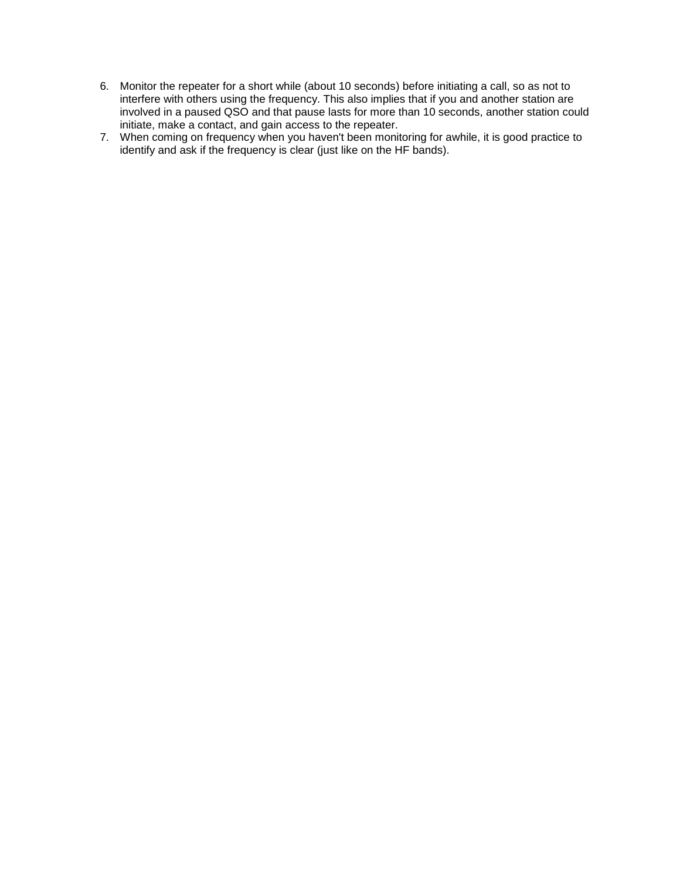6. Monitor the repeater for a short while (about 10 seconds) before initiating a call, so as not to interfere with others using the frequency. This also implies that if you and another station are involved in a paused QSO and that pause lasts for more than 10 seconds, another station could initiate, make a contact, and gain access to the repeater.
7. When coming on frequency when you haven't been monitoring for awhile, it is good practice to identify and ask if the frequency is clear (just like on the HF bands).